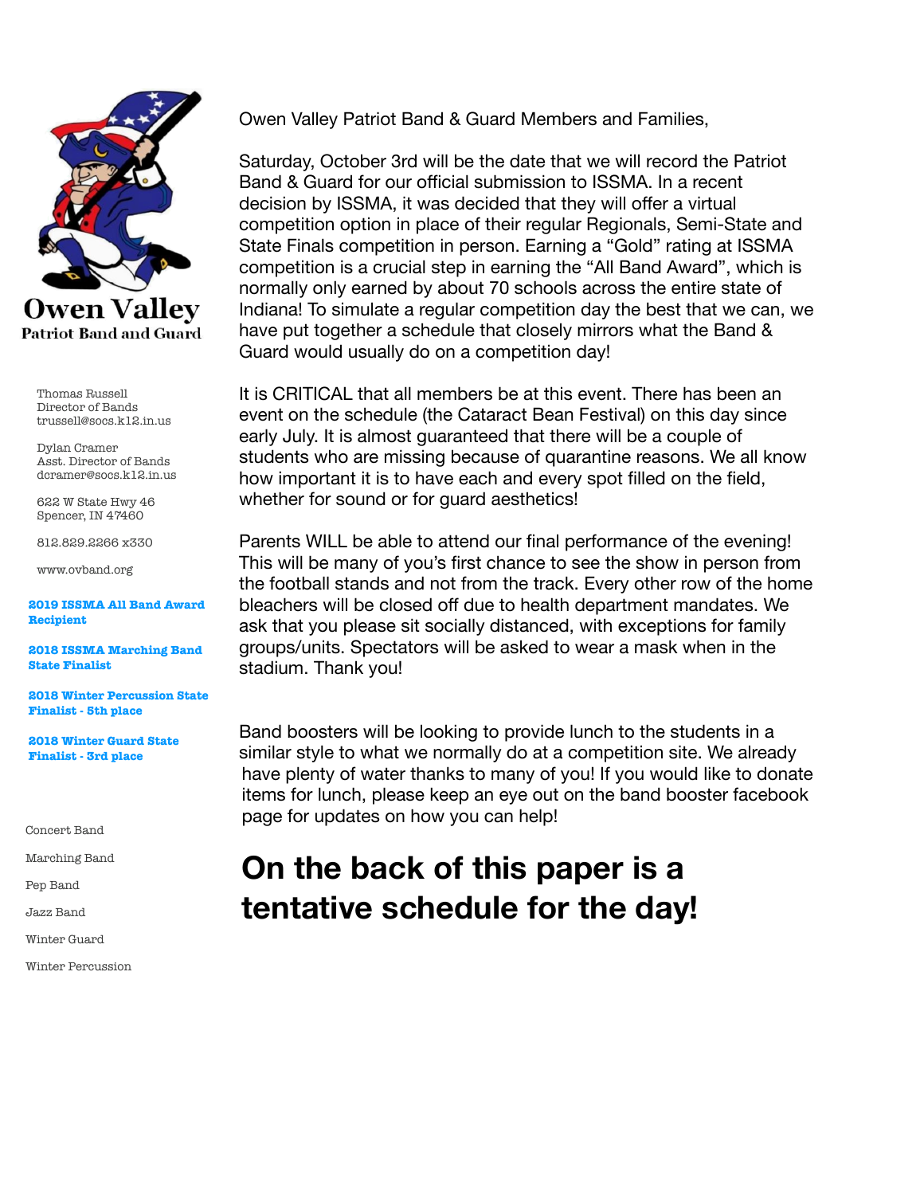**Owen Valley**
**Patriot Band and Guard**

Thomas Russell
Director of Bands
trussell@socs.k12.in.us

Dylan Cramer
Asst. Director of Bands
dcramer@socs.k12.in.us

622 W State Hwy 46
Spencer, IN 47460

812.829.2266 x330

www.ovband.org

**2019 ISSMA All Band Award Recipient**

**2018 ISSMA Marching Band State Finalist**

**2018 Winter Percussion State Finalist - 5th place**

**2018 Winter Guard State Finalist - 3rd place**

Concert Band

Marching Band

Pep Band

Jazz Band

Winter Guard

Winter Percussion

Owen Valley Patriot Band & Guard Members and Families,

Saturday, October 3rd will be the date that we will record the Patriot Band & Guard for our official submission to ISSMA. In a recent decision by ISSMA, it was decided that they will offer a virtual competition option in place of their regular Regionals, Semi-State and State Finals competition in person. Earning a "Gold" rating at ISSMA competition is a crucial step in earning the "All Band Award", which is normally only earned by about 70 schools across the entire state of Indiana! To simulate a regular competition day the best that we can, we have put together a schedule that closely mirrors what the Band & Guard would usually do on a competition day!

It is CRITICAL that all members be at this event. There has been an event on the schedule (the Cataract Bean Festival) on this day since early July. It is almost guaranteed that there will be a couple of students who are missing because of quarantine reasons. We all know how important it is to have each and every spot filled on the field, whether for sound or for guard aesthetics!

Parents WILL be able to attend our final performance of the evening! This will be many of you's first chance to see the show in person from the football stands and not from the track. Every other row of the home bleachers will be closed off due to health department mandates. We ask that you please sit socially distanced, with exceptions for family groups/units. Spectators will be asked to wear a mask when in the stadium. Thank you!

Band boosters will be looking to provide lunch to the students in a similar style to what we normally do at a competition site. We already have plenty of water thanks to many of you! If you would like to donate items for lunch, please keep an eye out on the band booster facebook page for updates on how you can help!

## On the back of this paper is a tentative schedule for the day!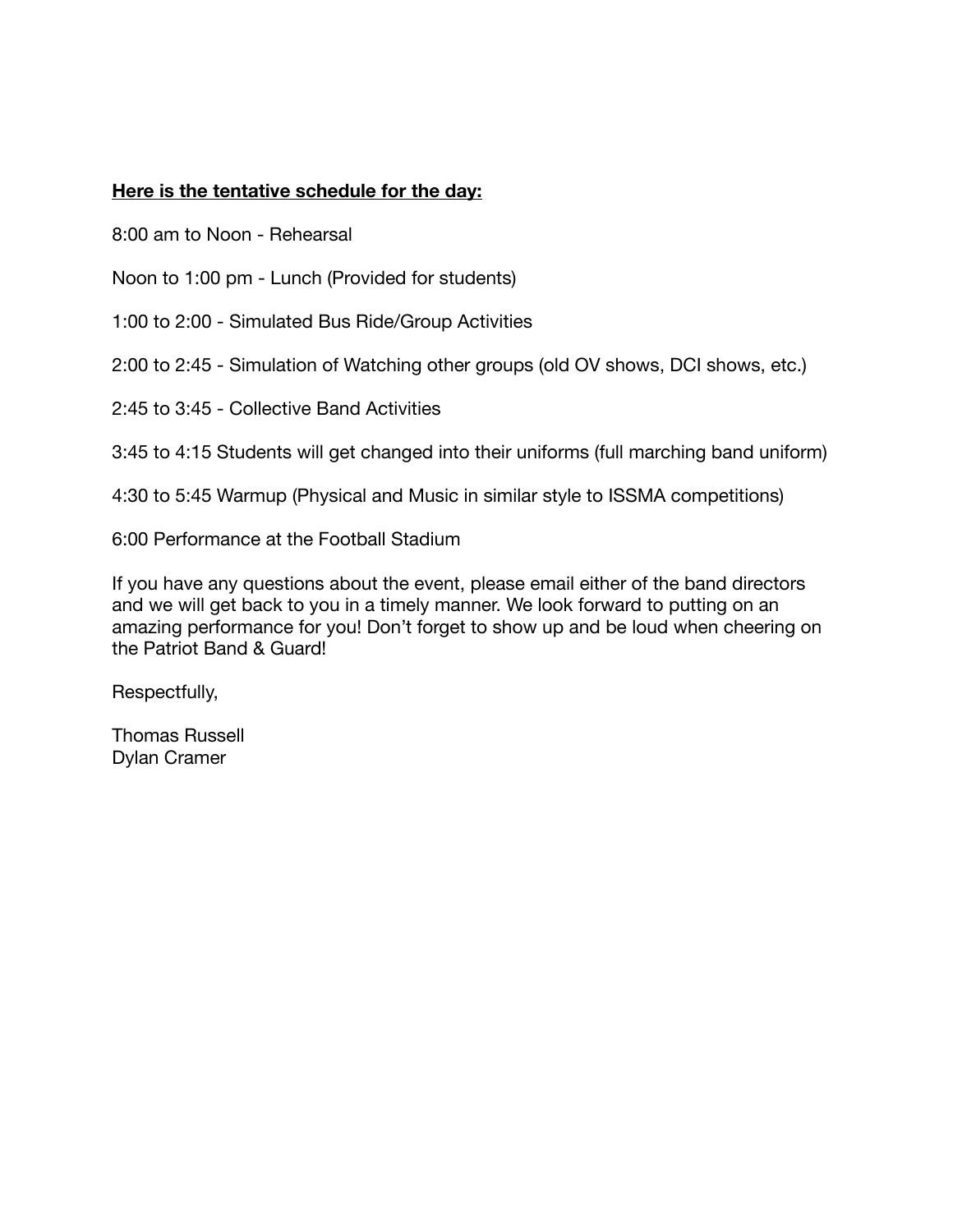**<u>Here is the tentative schedule for the day:</u>**

8:00 am to Noon - Rehearsal

Noon to 1:00 pm - Lunch (Provided for students)

1:00 to 2:00 - Simulated Bus Ride/Group Activities

2:00 to 2:45 - Simulation of Watching other groups (old OV shows, DCI shows, etc.)

2:45 to 3:45 - Collective Band Activities

3:45 to 4:15 Students will get changed into their uniforms (full marching band uniform)

4:30 to 5:45 Warmup (Physical and Music in similar style to ISSMA competitions)

6:00 Performance at the Football Stadium

If you have any questions about the event, please email either of the band directors and we will get back to you in a timely manner. We look forward to putting on an amazing performance for you! Don't forget to show up and be loud when cheering on the Patriot Band & Guard!

Respectfully,

Thomas Russell
Dylan Cramer